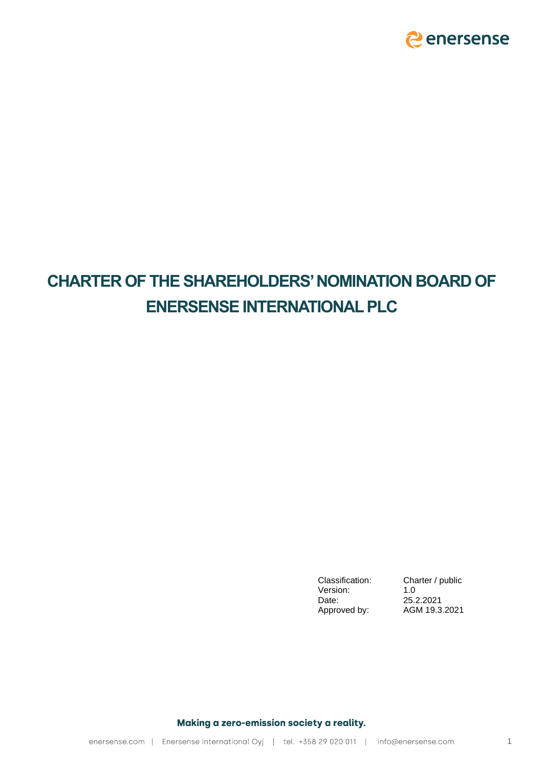# CHARTER OF THE SHAREHOLDERS' NOMINATION BOARD OF ENERSENSE INTERNATIONAL PLC

| | |
|---|---|
| Classification: | Charter / public |
| Version: | 1.0 |
| Date: | 25.2.2021 |
| Approved by: | AGM 19.3.2021 |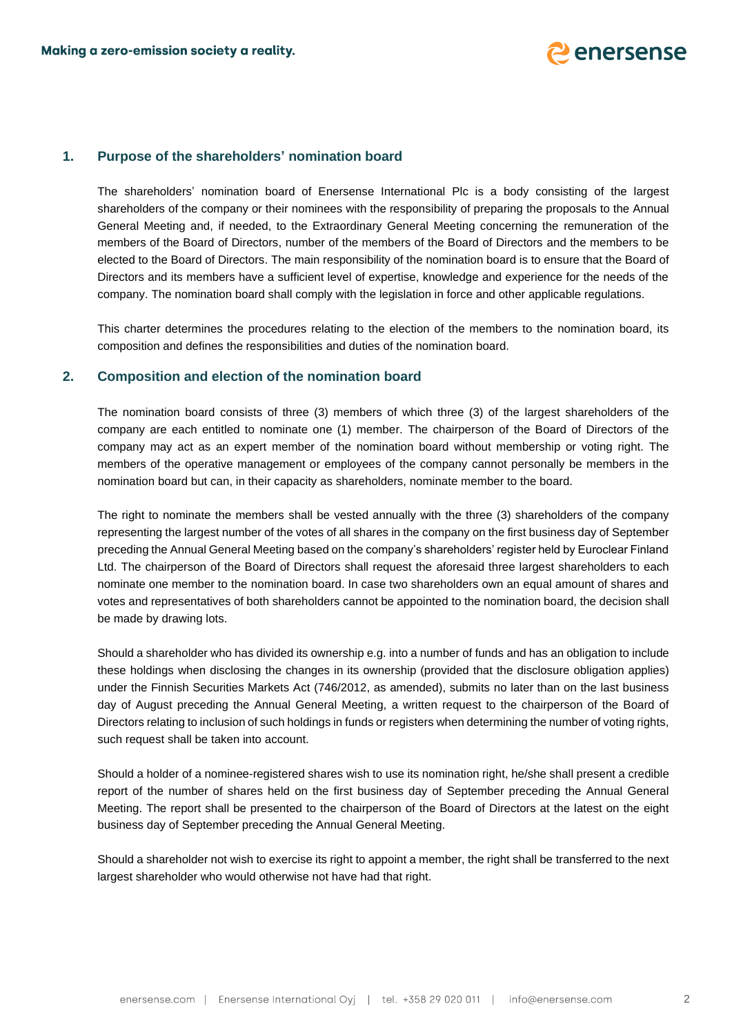## 1. Purpose of the shareholders' nomination board

The shareholders' nomination board of Enersense International Plc is a body consisting of the largest shareholders of the company or their nominees with the responsibility of preparing the proposals to the Annual General Meeting and, if needed, to the Extraordinary General Meeting concerning the remuneration of the members of the Board of Directors, number of the members of the Board of Directors and the members to be elected to the Board of Directors. The main responsibility of the nomination board is to ensure that the Board of Directors and its members have a sufficient level of expertise, knowledge and experience for the needs of the company. The nomination board shall comply with the legislation in force and other applicable regulations.

This charter determines the procedures relating to the election of the members to the nomination board, its composition and defines the responsibilities and duties of the nomination board.

## 2. Composition and election of the nomination board

The nomination board consists of three (3) members of which three (3) of the largest shareholders of the company are each entitled to nominate one (1) member. The chairperson of the Board of Directors of the company may act as an expert member of the nomination board without membership or voting right. The members of the operative management or employees of the company cannot personally be members in the nomination board but can, in their capacity as shareholders, nominate member to the board.

The right to nominate the members shall be vested annually with the three (3) shareholders of the company representing the largest number of the votes of all shares in the company on the first business day of September preceding the Annual General Meeting based on the company's shareholders' register held by Euroclear Finland Ltd. The chairperson of the Board of Directors shall request the aforesaid three largest shareholders to each nominate one member to the nomination board. In case two shareholders own an equal amount of shares and votes and representatives of both shareholders cannot be appointed to the nomination board, the decision shall be made by drawing lots.

Should a shareholder who has divided its ownership e.g. into a number of funds and has an obligation to include these holdings when disclosing the changes in its ownership (provided that the disclosure obligation applies) under the Finnish Securities Markets Act (746/2012, as amended), submits no later than on the last business day of August preceding the Annual General Meeting, a written request to the chairperson of the Board of Directors relating to inclusion of such holdings in funds or registers when determining the number of voting rights, such request shall be taken into account.

Should a holder of a nominee-registered shares wish to use its nomination right, he/she shall present a credible report of the number of shares held on the first business day of September preceding the Annual General Meeting. The report shall be presented to the chairperson of the Board of Directors at the latest on the eight business day of September preceding the Annual General Meeting.

Should a shareholder not wish to exercise its right to appoint a member, the right shall be transferred to the next largest shareholder who would otherwise not have had that right.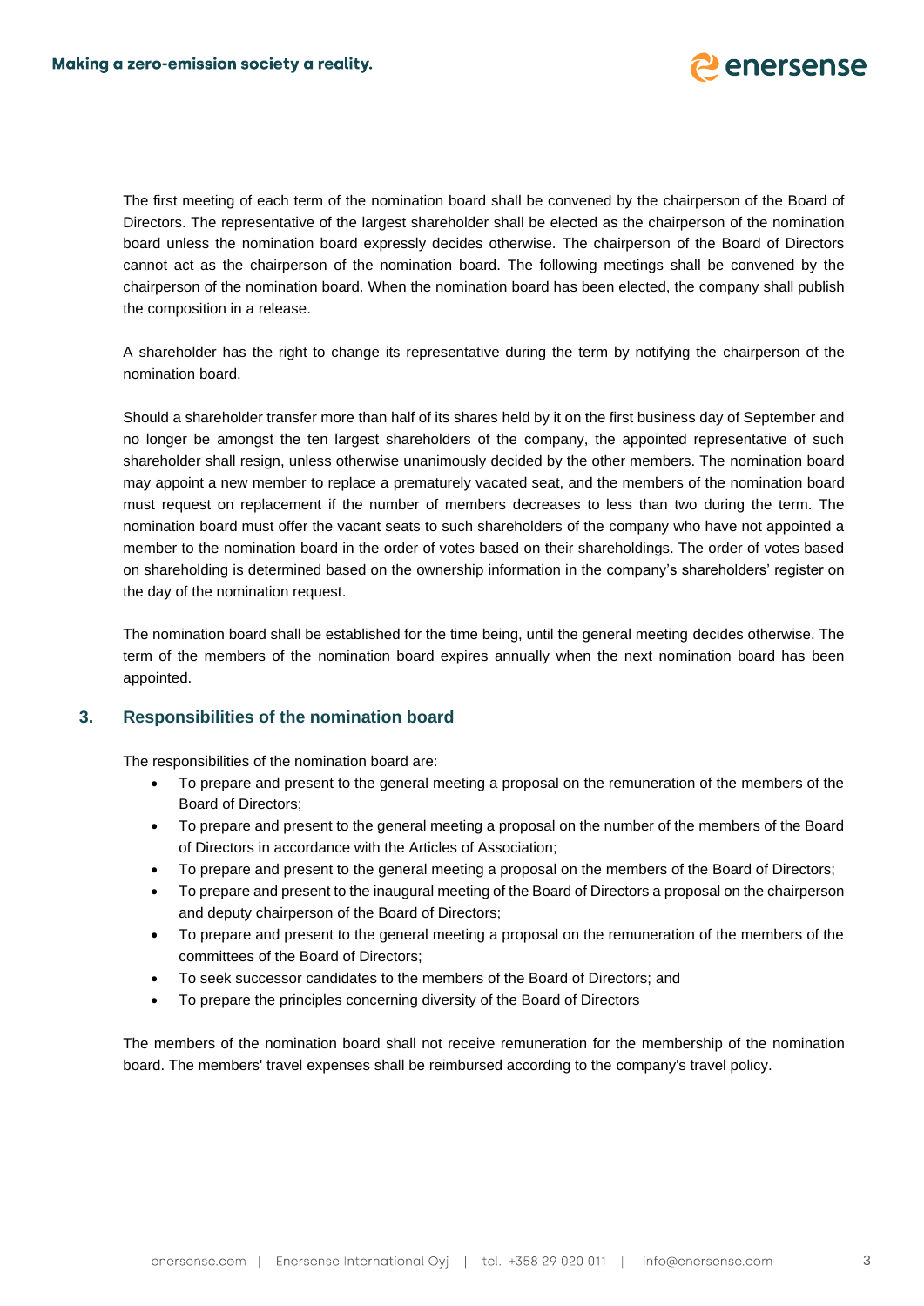The first meeting of each term of the nomination board shall be convened by the chairperson of the Board of Directors. The representative of the largest shareholder shall be elected as the chairperson of the nomination board unless the nomination board expressly decides otherwise. The chairperson of the Board of Directors cannot act as the chairperson of the nomination board. The following meetings shall be convened by the chairperson of the nomination board. When the nomination board has been elected, the company shall publish the composition in a release.

A shareholder has the right to change its representative during the term by notifying the chairperson of the nomination board.

Should a shareholder transfer more than half of its shares held by it on the first business day of September and no longer be amongst the ten largest shareholders of the company, the appointed representative of such shareholder shall resign, unless otherwise unanimously decided by the other members. The nomination board may appoint a new member to replace a prematurely vacated seat, and the members of the nomination board must request on replacement if the number of members decreases to less than two during the term. The nomination board must offer the vacant seats to such shareholders of the company who have not appointed a member to the nomination board in the order of votes based on their shareholdings. The order of votes based on shareholding is determined based on the ownership information in the company's shareholders' register on the day of the nomination request.

The nomination board shall be established for the time being, until the general meeting decides otherwise. The term of the members of the nomination board expires annually when the next nomination board has been appointed.

## 3. Responsibilities of the nomination board

The responsibilities of the nomination board are:

- To prepare and present to the general meeting a proposal on the remuneration of the members of the Board of Directors;
- To prepare and present to the general meeting a proposal on the number of the members of the Board of Directors in accordance with the Articles of Association;
- To prepare and present to the general meeting a proposal on the members of the Board of Directors;
- To prepare and present to the inaugural meeting of the Board of Directors a proposal on the chairperson and deputy chairperson of the Board of Directors;
- To prepare and present to the general meeting a proposal on the remuneration of the members of the committees of the Board of Directors;
- To seek successor candidates to the members of the Board of Directors; and
- To prepare the principles concerning diversity of the Board of Directors

The members of the nomination board shall not receive remuneration for the membership of the nomination board. The members' travel expenses shall be reimbursed according to the company's travel policy.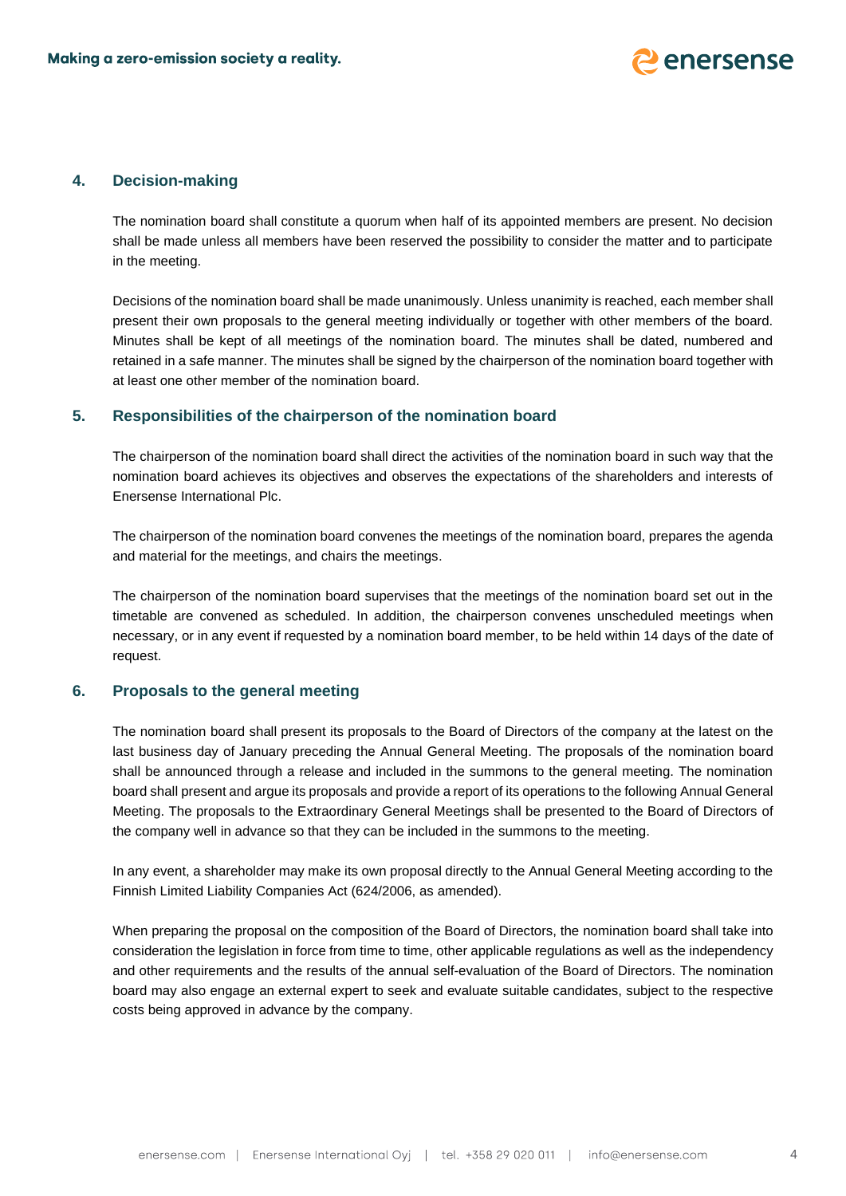## 4. Decision-making

The nomination board shall constitute a quorum when half of its appointed members are present. No decision shall be made unless all members have been reserved the possibility to consider the matter and to participate in the meeting.

Decisions of the nomination board shall be made unanimously. Unless unanimity is reached, each member shall present their own proposals to the general meeting individually or together with other members of the board. Minutes shall be kept of all meetings of the nomination board. The minutes shall be dated, numbered and retained in a safe manner. The minutes shall be signed by the chairperson of the nomination board together with at least one other member of the nomination board.

## 5. Responsibilities of the chairperson of the nomination board

The chairperson of the nomination board shall direct the activities of the nomination board in such way that the nomination board achieves its objectives and observes the expectations of the shareholders and interests of Enersense International Plc.

The chairperson of the nomination board convenes the meetings of the nomination board, prepares the agenda and material for the meetings, and chairs the meetings.

The chairperson of the nomination board supervises that the meetings of the nomination board set out in the timetable are convened as scheduled. In addition, the chairperson convenes unscheduled meetings when necessary, or in any event if requested by a nomination board member, to be held within 14 days of the date of request.

## 6. Proposals to the general meeting

The nomination board shall present its proposals to the Board of Directors of the company at the latest on the last business day of January preceding the Annual General Meeting. The proposals of the nomination board shall be announced through a release and included in the summons to the general meeting. The nomination board shall present and argue its proposals and provide a report of its operations to the following Annual General Meeting. The proposals to the Extraordinary General Meetings shall be presented to the Board of Directors of the company well in advance so that they can be included in the summons to the meeting.

In any event, a shareholder may make its own proposal directly to the Annual General Meeting according to the Finnish Limited Liability Companies Act (624/2006, as amended).

When preparing the proposal on the composition of the Board of Directors, the nomination board shall take into consideration the legislation in force from time to time, other applicable regulations as well as the independency and other requirements and the results of the annual self-evaluation of the Board of Directors. The nomination board may also engage an external expert to seek and evaluate suitable candidates, subject to the respective costs being approved in advance by the company.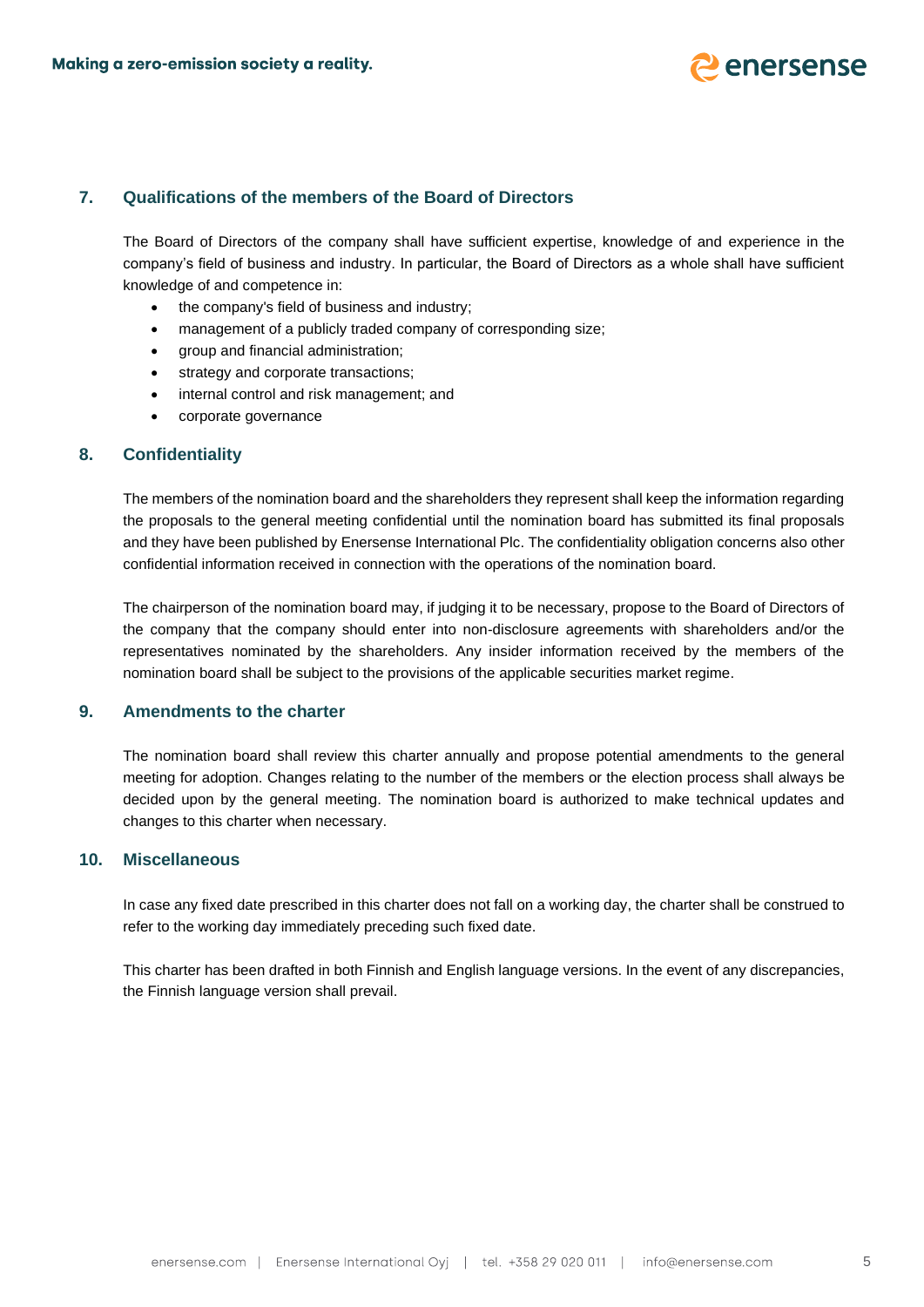## 7. Qualifications of the members of the Board of Directors

The Board of Directors of the company shall have sufficient expertise, knowledge of and experience in the company's field of business and industry. In particular, the Board of Directors as a whole shall have sufficient knowledge of and competence in:

- the company's field of business and industry;
- management of a publicly traded company of corresponding size;
- group and financial administration;
- strategy and corporate transactions;
- internal control and risk management; and
- corporate governance

## 8. Confidentiality

The members of the nomination board and the shareholders they represent shall keep the information regarding the proposals to the general meeting confidential until the nomination board has submitted its final proposals and they have been published by Enersense International Plc. The confidentiality obligation concerns also other confidential information received in connection with the operations of the nomination board.

The chairperson of the nomination board may, if judging it to be necessary, propose to the Board of Directors of the company that the company should enter into non-disclosure agreements with shareholders and/or the representatives nominated by the shareholders. Any insider information received by the members of the nomination board shall be subject to the provisions of the applicable securities market regime.

## 9. Amendments to the charter

The nomination board shall review this charter annually and propose potential amendments to the general meeting for adoption. Changes relating to the number of the members or the election process shall always be decided upon by the general meeting. The nomination board is authorized to make technical updates and changes to this charter when necessary.

## 10. Miscellaneous

In case any fixed date prescribed in this charter does not fall on a working day, the charter shall be construed to refer to the working day immediately preceding such fixed date.

This charter has been drafted in both Finnish and English language versions. In the event of any discrepancies, the Finnish language version shall prevail.